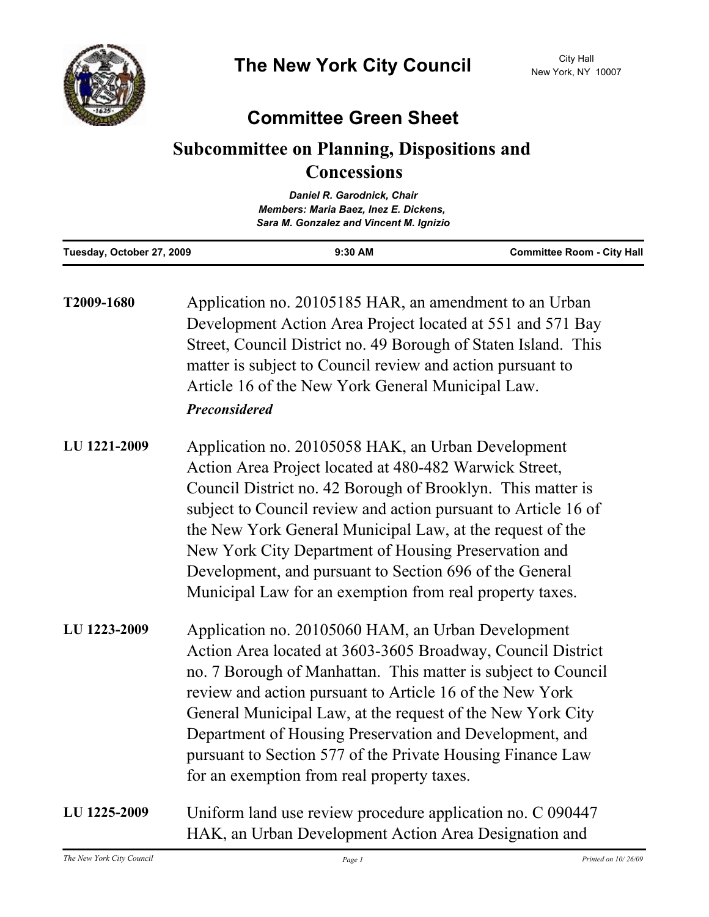# The New York City Council

City Hall
New York, NY 10007

## Committee Green Sheet

## Subcommittee on Planning, Dispositions and Concessions

*Daniel R. Garodnick, Chair*
*Members: Maria Baez, Inez E. Dickens, Sara M. Gonzalez and Vincent M. Ignizio*

| Tuesday, October 27, 2009 | 9:30 AM | Committee Room - City Hall |
|---|---|---|

**T2009-1680** Application no. 20105185 HAR, an amendment to an Urban Development Action Area Project located at 551 and 571 Bay Street, Council District no. 49 Borough of Staten Island. This matter is subject to Council review and action pursuant to Article 16 of the New York General Municipal Law.

***Preconsidered***

**LU 1221-2009** Application no. 20105058 HAK, an Urban Development Action Area Project located at 480-482 Warwick Street, Council District no. 42 Borough of Brooklyn. This matter is subject to Council review and action pursuant to Article 16 of the New York General Municipal Law, at the request of the New York City Department of Housing Preservation and Development, and pursuant to Section 696 of the General Municipal Law for an exemption from real property taxes.

**LU 1223-2009** Application no. 20105060 HAM, an Urban Development Action Area located at 3603-3605 Broadway, Council District no. 7 Borough of Manhattan. This matter is subject to Council review and action pursuant to Article 16 of the New York General Municipal Law, at the request of the New York City Department of Housing Preservation and Development, and pursuant to Section 577 of the Private Housing Finance Law for an exemption from real property taxes.

**LU 1225-2009** Uniform land use review procedure application no. C 090447 HAK, an Urban Development Action Area Designation and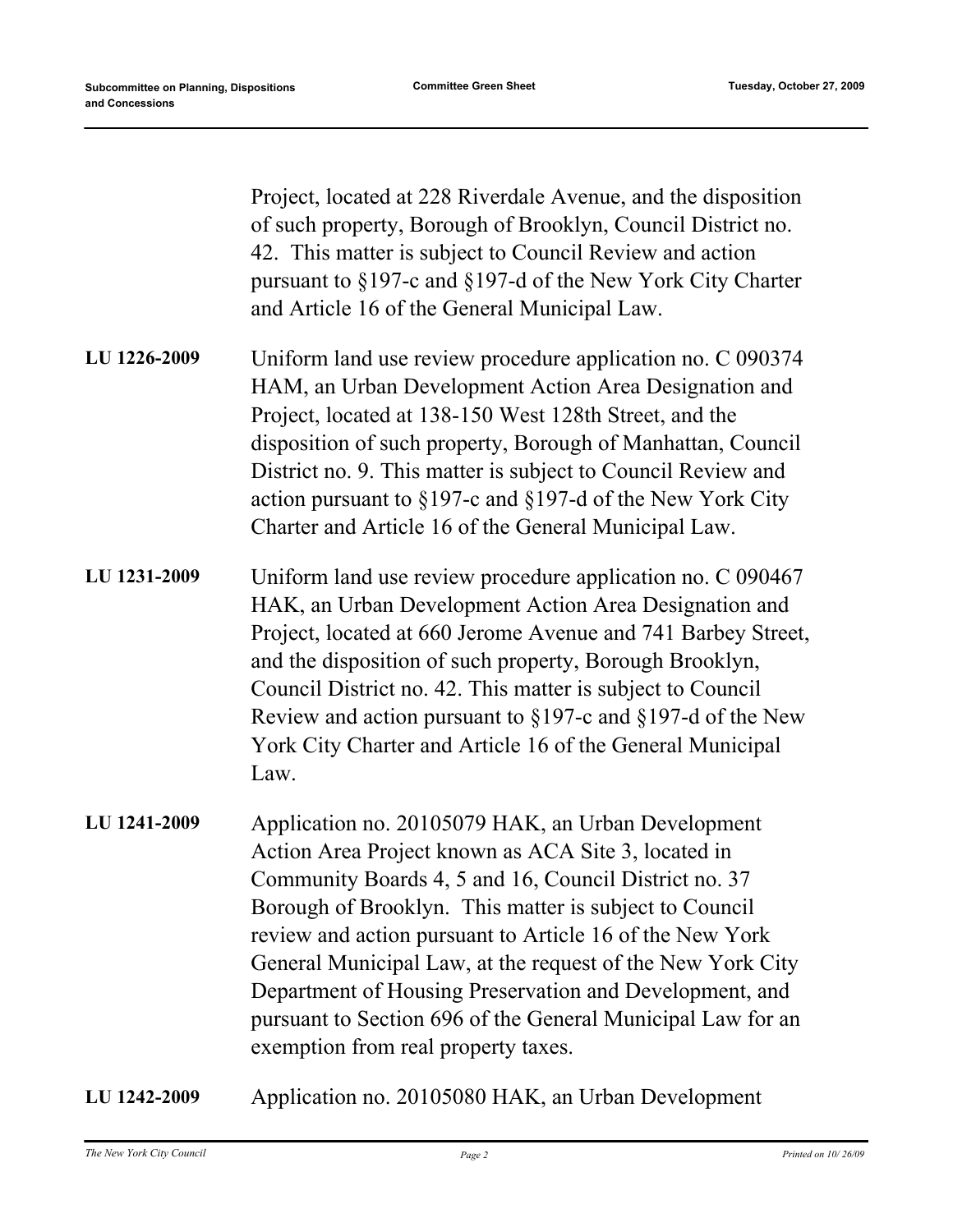Project, located at 228 Riverdale Avenue, and the disposition of such property, Borough of Brooklyn, Council District no. 42. This matter is subject to Council Review and action pursuant to §197-c and §197-d of the New York City Charter and Article 16 of the General Municipal Law.

**LU 1226-2009** Uniform land use review procedure application no. C 090374 HAM, an Urban Development Action Area Designation and Project, located at 138-150 West 128th Street, and the disposition of such property, Borough of Manhattan, Council District no. 9. This matter is subject to Council Review and action pursuant to §197-c and §197-d of the New York City Charter and Article 16 of the General Municipal Law.

**LU 1231-2009** Uniform land use review procedure application no. C 090467 HAK, an Urban Development Action Area Designation and Project, located at 660 Jerome Avenue and 741 Barbey Street, and the disposition of such property, Borough Brooklyn, Council District no. 42. This matter is subject to Council Review and action pursuant to §197-c and §197-d of the New York City Charter and Article 16 of the General Municipal Law.

**LU 1241-2009** Application no. 20105079 HAK, an Urban Development Action Area Project known as ACA Site 3, located in Community Boards 4, 5 and 16, Council District no. 37 Borough of Brooklyn. This matter is subject to Council review and action pursuant to Article 16 of the New York General Municipal Law, at the request of the New York City Department of Housing Preservation and Development, and pursuant to Section 696 of the General Municipal Law for an exemption from real property taxes.

**LU 1242-2009** Application no. 20105080 HAK, an Urban Development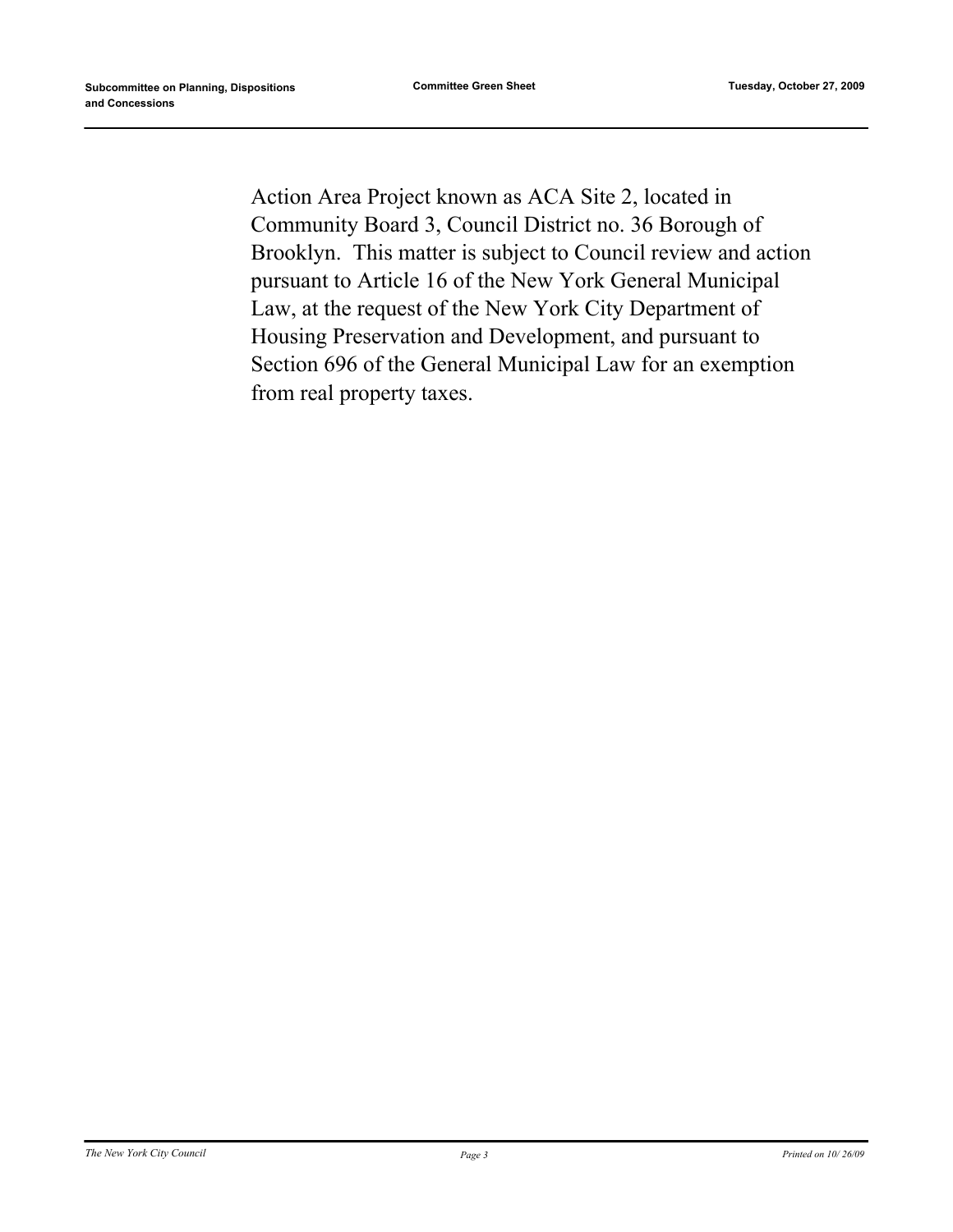Action Area Project known as ACA Site 2, located in Community Board 3, Council District no. 36 Borough of Brooklyn. This matter is subject to Council review and action pursuant to Article 16 of the New York General Municipal Law, at the request of the New York City Department of Housing Preservation and Development, and pursuant to Section 696 of the General Municipal Law for an exemption from real property taxes.